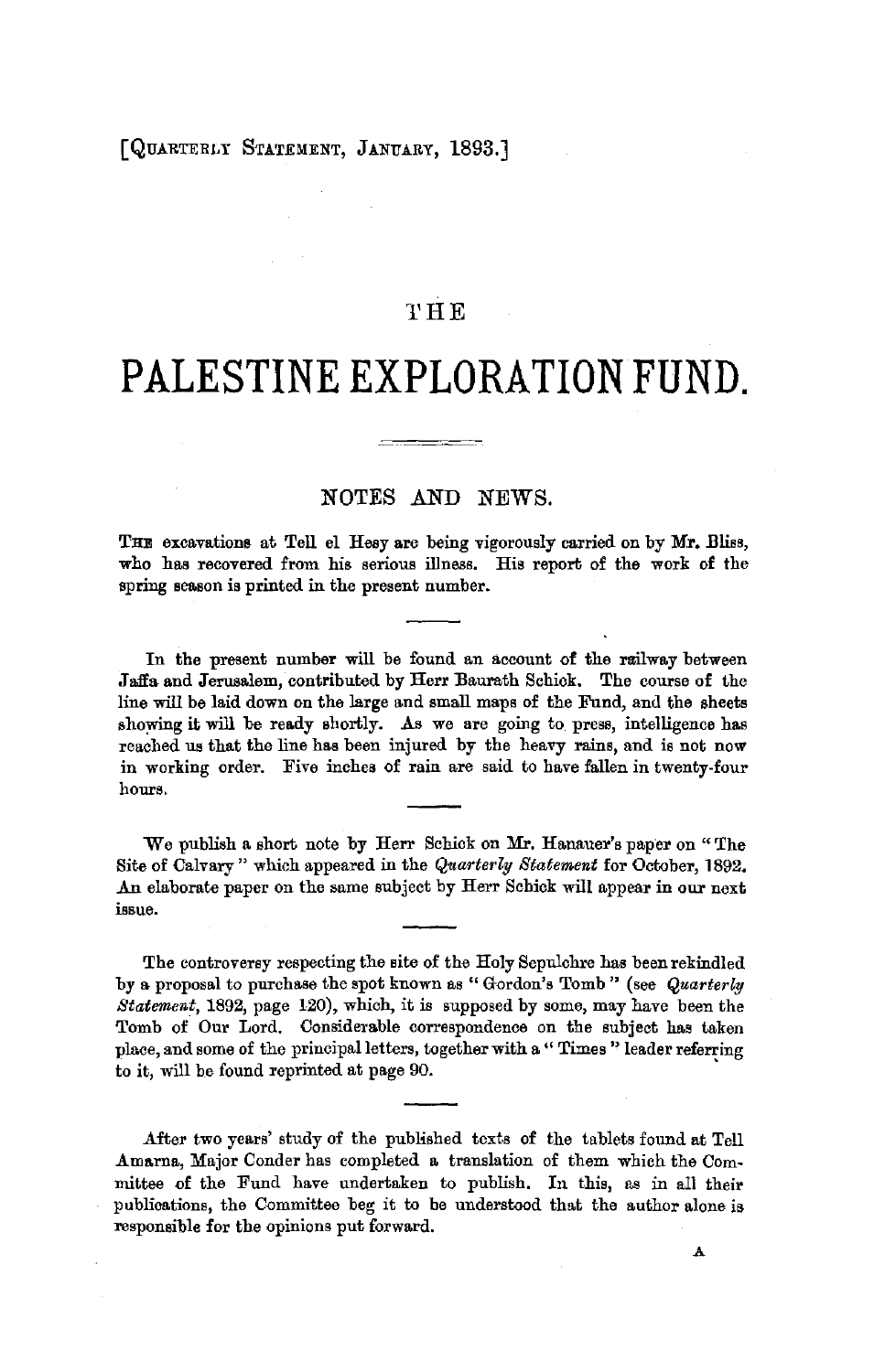[QUARTERLY STATEMENT, JANUARY, 1893.]

# THE

# PALESTINE EXPLORATION FUND.

## NOTES AND NEWS.

THE excavations at Tell el Hesy are being vigorously carried on by Mr. Bliss, who has recovered from his serious illness. His report of the work of the spring season is printed in the present number.

In the present number will be found an account of the railway between Jaffa and Jerusalem, contributed by Herr Baurath Schick. The course of the line will be laid down on the large and small maps of the Fund, and the sheets showing it will be ready shortly. As we are going to press, intelligence has reached us that the line has been injured by the heavy rains, and is not now in working order. Five inches of rain are said to have fallen in twenty-four hours.

We publish a short note by Herr Schick on Mr. Hanauer's paper on "The Site of Calvary" which appeared in the *Quarterly Statement* for October, 1892. An elaborate paper on the same subject by Herr Schick will appear in our next issue.

The controversy respecting the site of the Holy Sepulchre has been rekindled by a proposal to purchase the spot known as "Gordon's Tomb" (see *Quarterly Statement*, 1892, page 120), which, it is supposed by some, may have been the Tomb of Our Lord. Considerable correspondence on the subject has taken place, and some of the principal letters, together with a "Times" leader referring to it, will be found reprinted at page 90.

After two years' study of the published texts of the tablets found at Tell Amarna, Major Conder has completed a translation of them which the Committee of the Fund have undertaken to publish. In this, as in all their publications, the Committee beg it to be understood that the author alone is responsible for the opinions put forward.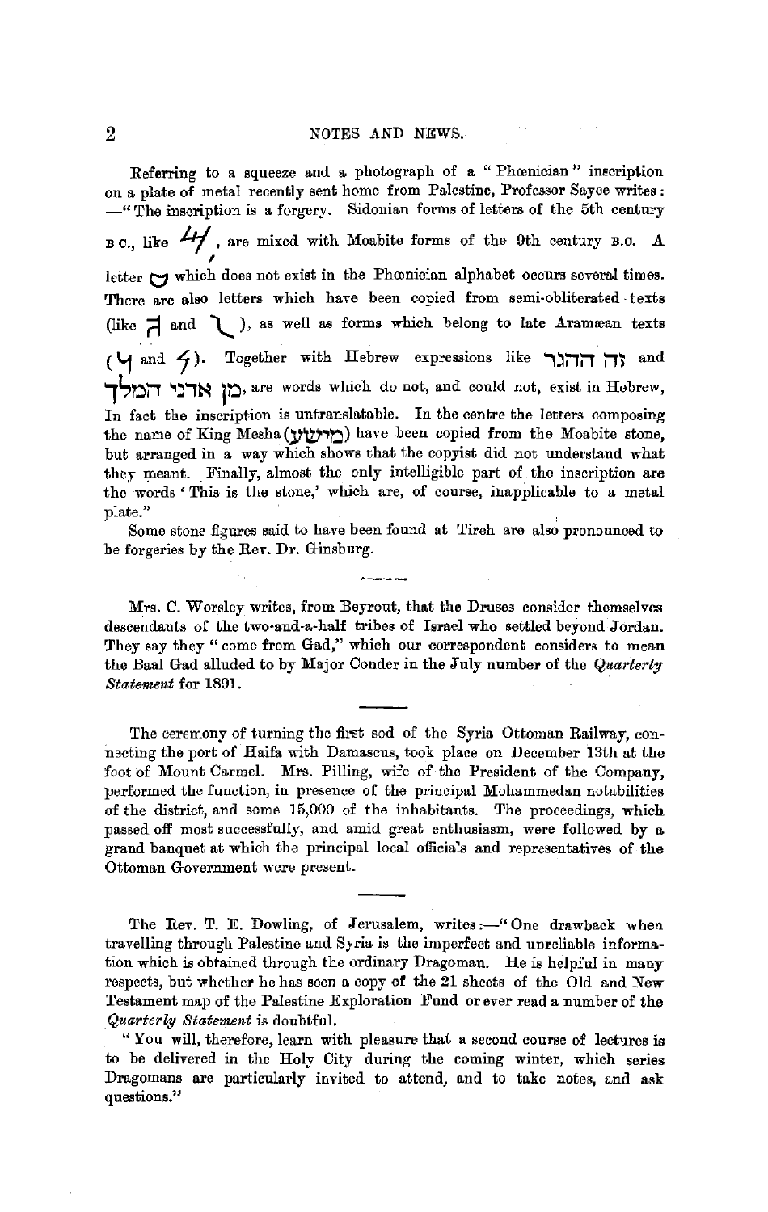Referring to a squeeze and a photograph of a "Phœnician" inscription on a plate of metal recently sent home from Palestine, Professor Sayce writes:—"The inscription is a forgery. Sidonian forms of letters of the 5th century B.C., like 𐤀, are mixed with Moabite forms of the 9th century B.C. A letter ◡ which does not exist in the Phœnician alphabet occurs several times. There are also letters which have been copied from semi-obliterated texts (like ⅂ and ᒣ), as well as forms which belong to late Aramæan texts (ㄐ and 𐤀). Together with Hebrew expressions like זה ההגר and מן אדני המלך, are words which do not, and could not, exist in Hebrew. In fact the inscription is untranslatable. In the centre the letters composing the name of King Mesha (מישע) have been copied from the Moabite stone, but arranged in a way which shows that the copyist did not understand what they meant. Finally, almost the only intelligible part of the inscription are the words 'This is the stone,' which are, of course, inapplicable to a metal plate."

Some stone figures said to have been found at Tireh are also pronounced to be forgeries by the Rev. Dr. Ginsburg.

---

Mrs. C. Worsley writes, from Beyrout, that the Druses consider themselves descendants of the two-and-a-half tribes of Israel who settled beyond Jordan. They say they "come from Gad," which our correspondent considers to mean the Baal Gad alluded to by Major Conder in the July number of the *Quarterly Statement* for 1891.

---

The ceremony of turning the first sod of the Syria Ottoman Railway, connecting the port of Haifa with Damascus, took place on December 13th at the foot of Mount Carmel. Mrs. Pilling, wife of the President of the Company, performed the function, in presence of the principal Mohammedan notabilities of the district, and some 15,000 of the inhabitants. The proceedings, which passed off most successfully, and amid great enthusiasm, were followed by a grand banquet at which the principal local officials and representatives of the Ottoman Government were present.

---

The Rev. T. E. Dowling, of Jerusalem, writes:—"One drawback when travelling through Palestine and Syria is the imperfect and unreliable information which is obtained through the ordinary Dragoman. He is helpful in many respects, but whether he has seen a copy of the 21 sheets of the Old and New Testament map of the Palestine Exploration Fund or ever read a number of the *Quarterly Statement* is doubtful.

"You will, therefore, learn with pleasure that a second course of lectures is to be delivered in the Holy City during the coming winter, which series Dragomans are particularly invited to attend, and to take notes, and ask questions."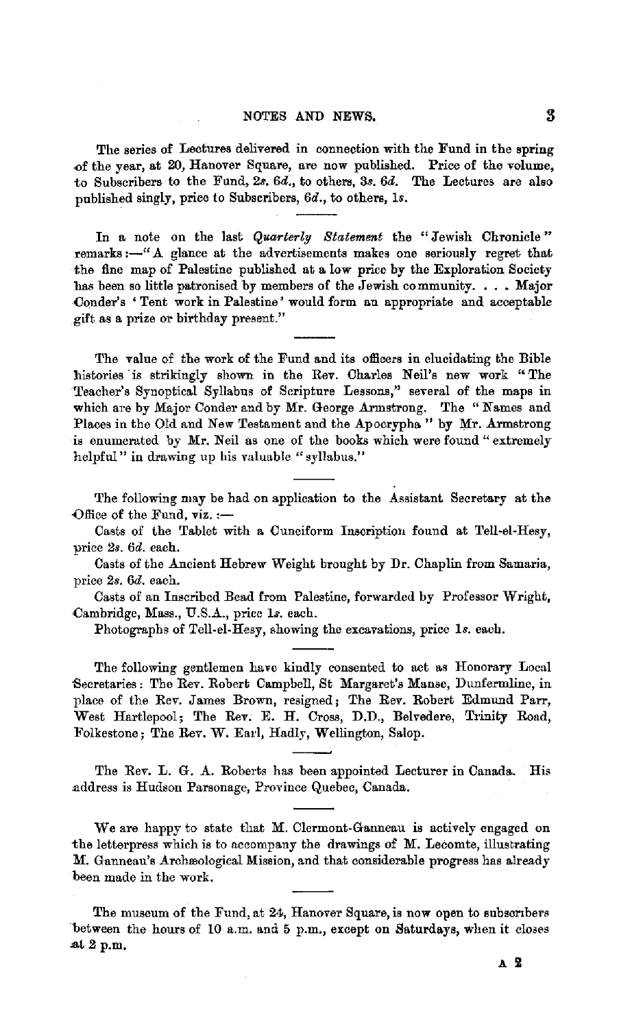The series of Lectures delivered in connection with the Fund in the spring of the year, at 20, Hanover Square, are now published. Price of the volume, to Subscribers to the Fund, 2*s.* 6*d.*, to others, 3*s.* 6*d.* The Lectures are also published singly, price to Subscribers, 6*d.*, to others, 1*s.*

In a note on the last *Quarterly Statement* the "Jewish Chronicle" remarks:—"A glance at the advertisements makes one seriously regret that the fine map of Palestine published at a low price by the Exploration Society has been so little patronised by members of the Jewish community. . . . Major Conder's 'Tent work in Palestine' would form an appropriate and acceptable gift as a prize or birthday present."

The value of the work of the Fund and its officers in elucidating the Bible histories is strikingly shown in the Rev. Charles Neil's new work "The Teacher's Synoptical Syllabus of Scripture Lessons," several of the maps in which are by Major Conder and by Mr. George Armstrong. The "Names and Places in the Old and New Testament and the Apocrypha" by Mr. Armstrong is enumerated by Mr. Neil as one of the books which were found "extremely helpful" in drawing up his valuable "syllabus."

The following may be had on application to the Assistant Secretary at the Office of the Fund, viz.:—

Casts of the Tablet with a Cuneiform Inscription found at Tell-el-Hesy, price 2*s.* 6*d.* each.

Casts of the Ancient Hebrew Weight brought by Dr. Chaplin from Samaria, price 2*s.* 6*d.* each.

Casts of an Inscribed Bead from Palestine, forwarded by Professor Wright, Cambridge, Mass., U.S.A., price 1*s.* each.

Photographs of Tell-el-Hesy, showing the excavations, price 1*s.* each.

The following gentlemen have kindly consented to act as Honorary Local Secretaries: The Rev. Robert Campbell, St Margaret's Manse, Dunfermline, in place of the Rev. James Brown, resigned; The Rev. Robert Edmund Parr, West Hartlepool; The Rev. E. H. Cross, D.D., Belvedere, Trinity Road, Folkestone; The Rev. W. Earl, Hadly, Wellington, Salop.

The Rev. L. G. A. Roberts has been appointed Lecturer in Canada. His address is Hudson Parsonage, Province Quebec, Canada.

We are happy to state that M. Clermont-Ganneau is actively engaged on the letterpress which is to accompany the drawings of M. Lecomte, illustrating M. Ganneau's Archæological Mission, and that considerable progress has already been made in the work.

The museum of the Fund, at 24, Hanover Square, is now open to subscribers between the hours of 10 a.m. and 5 p.m., except on Saturdays, when it closes at 2 p.m.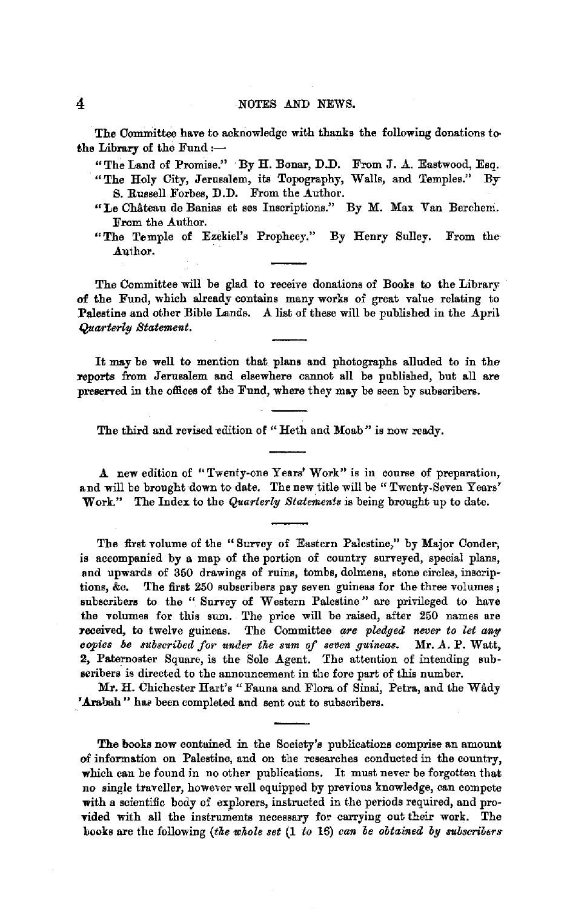The Committee have to acknowledge with thanks the following donations to the Library of the Fund :—

"The Land of Promise." By H. Bonar, D.D. From J. A. Eastwood, Esq.

"The Holy City, Jerusalem, its Topography, Walls, and Temples." By S. Russell Forbes, D.D. From the Author.

"Le Château de Banias et ses Inscriptions." By M. Max Van Berchem. From the Author.

"The Temple of Ezekiel's Prophecy." By Henry Sulley. From the Author.

---

The Committee will be glad to receive donations of Books to the Library of the Fund, which already contains many works of great value relating to Palestine and other Bible Lands. A list of these will be published in the April *Quarterly Statement.*

---

It may be well to mention that plans and photographs alluded to in the reports from Jerusalem and elsewhere cannot all be published, but all are preserved in the offices of the Fund, where they may be seen by subscribers.

---

The third and revised edition of "Heth and Moab" is now ready.

---

A new edition of "Twenty-one Years' Work" is in course of preparation, and will be brought down to date. The new title will be "Twenty-Seven Years' Work." The Index to the *Quarterly Statements* is being brought up to date.

---

The first volume of the "Survey of Eastern Palestine," by Major Conder, is accompanied by a map of the portion of country surveyed, special plans, and upwards of 350 drawings of ruins, tombs, dolmens, stone circles, inscriptions, &c. The first 250 subscribers pay seven guineas for the three volumes; subscribers to the "Survey of Western Palestine" are privileged to have the volumes for this sum. The price will be raised, after 250 names are received, to twelve guineas. The Committee *are pledged never to let any copies be subscribed for under the sum of seven guineas.* Mr. A. P. Watt, 2, Paternoster Square, is the Sole Agent. The attention of intending subscribers is directed to the announcement in the fore part of this number.

Mr. H. Chichester Hart's "Fauna and Flora of Sinai, Petra, and the Wâdy 'Arabah" has been completed and sent out to subscribers.

---

The books now contained in the Society's publications comprise an amount of information on Palestine, and on the researches conducted in the country, which can be found in no other publications. It must never be forgotten that no single traveller, however well equipped by previous knowledge, can compete with a scientific body of explorers, instructed in the periods required, and provided with all the instruments necessary for carrying out their work. The books are the following (*the whole set* (1 *to* 16) *can be obtained by subscribers*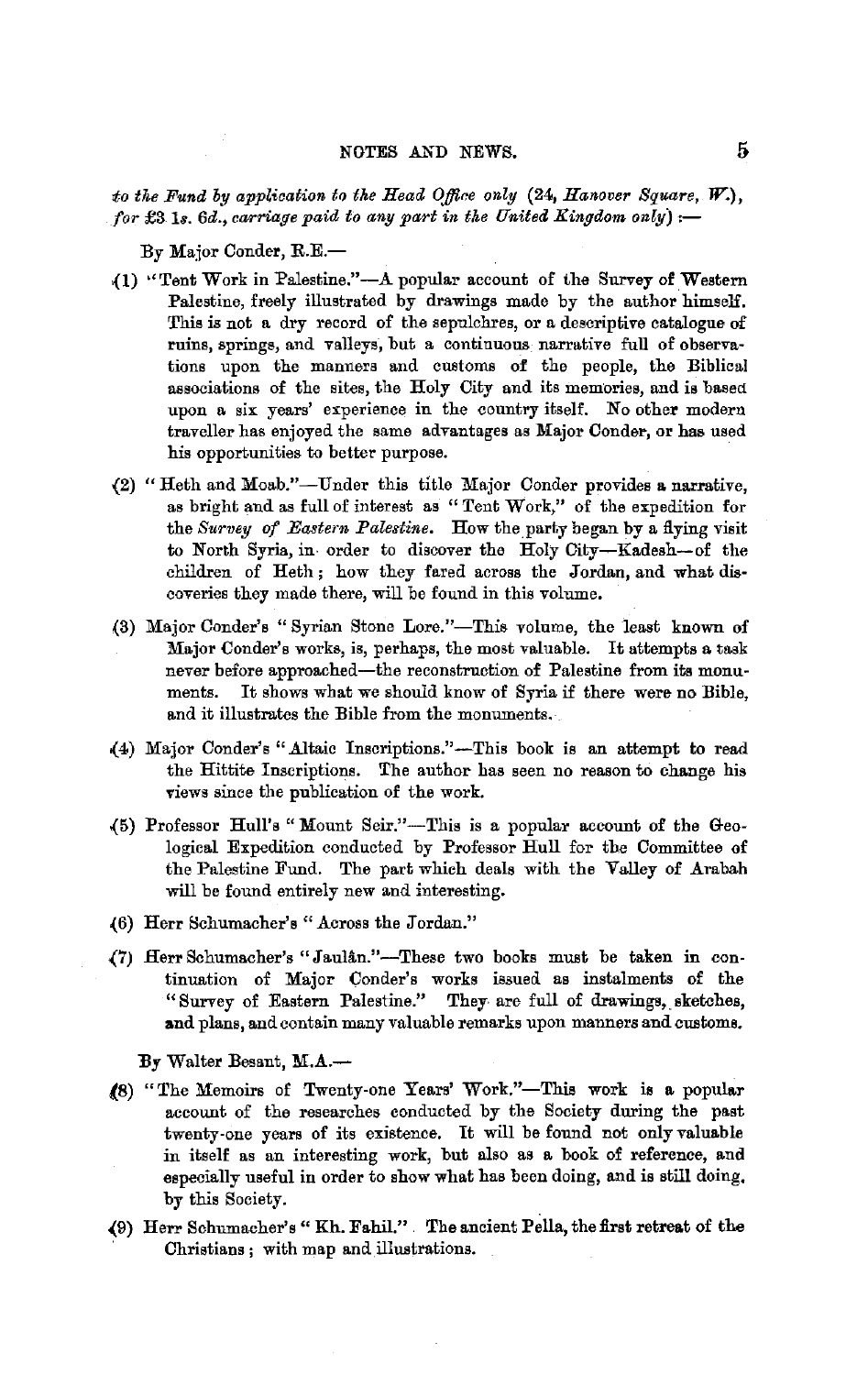*to the Fund by application to the Head Office only (24, Hanover Square, W.), for £3 1s. 6d., carriage paid to any part in the United Kingdom only)* :—

By Major Conder, R.E.—

(1) "Tent Work in Palestine."—A popular account of the Survey of Western Palestine, freely illustrated by drawings made by the author himself. This is not a dry record of the sepulchres, or a descriptive catalogue of ruins, springs, and valleys, but a continuous narrative full of observations upon the manners and customs of the people, the Biblical associations of the sites, the Holy City and its memories, and is based upon a six years' experience in the country itself. No other modern traveller has enjoyed the same advantages as Major Conder, or has used his opportunities to better purpose.

(2) "Heth and Moab."—Under this title Major Conder provides a narrative, as bright and as full of interest as "Tent Work," of the expedition for the *Survey of Eastern Palestine*. How the party began by a flying visit to North Syria, in order to discover the Holy City—Kadesh—of the children of Heth; how they fared across the Jordan, and what discoveries they made there, will be found in this volume.

(3) Major Conder's "Syrian Stone Lore."—This volume, the least known of Major Conder's works, is, perhaps, the most valuable. It attempts a task never before approached—the reconstruction of Palestine from its monuments. It shows what we should know of Syria if there were no Bible, and it illustrates the Bible from the monuments.

(4) Major Conder's "Altaic Inscriptions."—This book is an attempt to read the Hittite Inscriptions. The author has seen no reason to change his views since the publication of the work.

(5) Professor Hull's "Mount Seir."—This is a popular account of the Geological Expedition conducted by Professor Hull for the Committee of the Palestine Fund. The part which deals with the Valley of Arabah will be found entirely new and interesting.

(6) Herr Schumacher's "Across the Jordan."

(7) Herr Schumacher's "Jaulân."—These two books must be taken in continuation of Major Conder's works issued as instalments of the "Survey of Eastern Palestine." They are full of drawings, sketches, and plans, and contain many valuable remarks upon manners and customs.

By Walter Besant, M.A.—

(8) "The Memoirs of Twenty-one Years' Work."—This work is a popular account of the researches conducted by the Society during the past twenty-one years of its existence. It will be found not only valuable in itself as an interesting work, but also as a book of reference, and especially useful in order to show what has been doing, and is still doing, by this Society.

(9) Herr Schumacher's "Kh. Fahil." The ancient Pella, the first retreat of the Christians; with map and illustrations.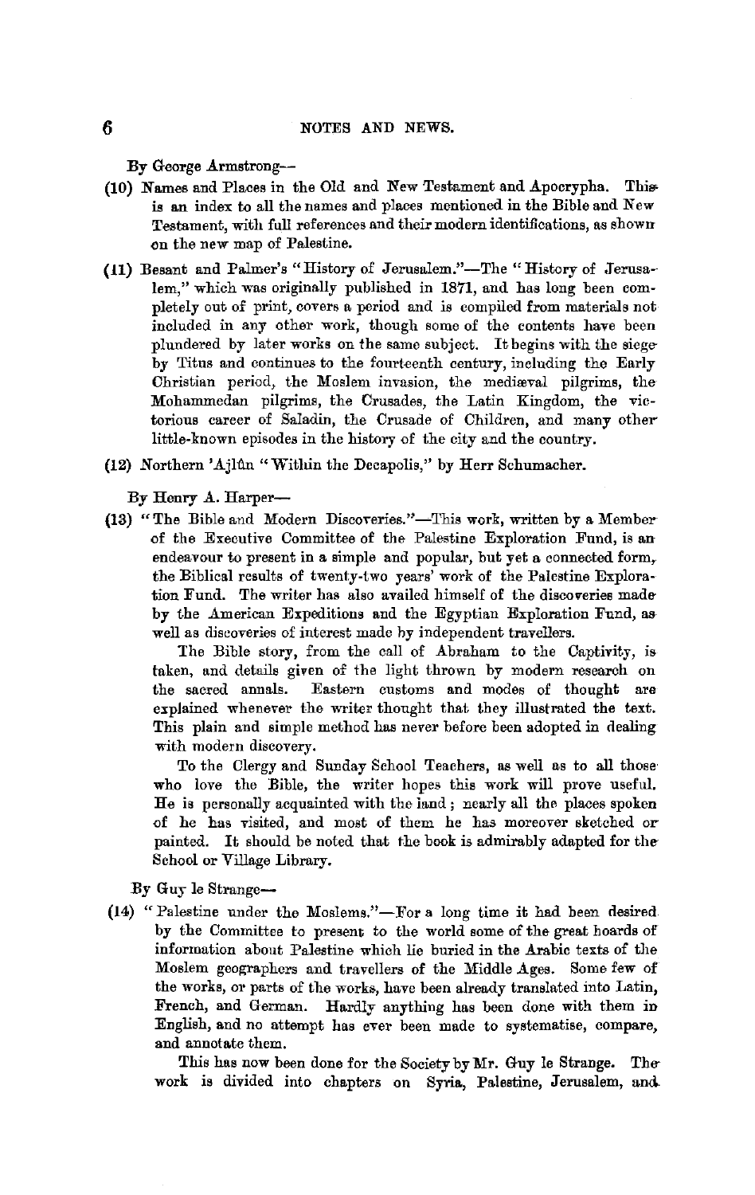By George Armstrong—

(10) Names and Places in the Old and New Testament and Apocrypha. This is an index to all the names and places mentioned in the Bible and New Testament, with full references and their modern identifications, as shown on the new map of Palestine.

(11) Besant and Palmer's "History of Jerusalem."—The "History of Jerusalem," which was originally published in 1871, and has long been completely out of print, covers a period and is compiled from materials not included in any other work, though some of the contents have been plundered by later works on the same subject. It begins with the siege by Titus and continues to the fourteenth century, including the Early Christian period, the Moslem invasion, the mediæval pilgrims, the Mohammedan pilgrims, the Crusades, the Latin Kingdom, the victorious career of Saladin, the Crusade of Children, and many other little-known episodes in the history of the city and the country.

(12) Northern 'Ajlûn "Within the Decapolis," by Herr Schumacher.

By Henry A. Harper—

(13) "The Bible and Modern Discoveries."—This work, written by a Member of the Executive Committee of the Palestine Exploration Fund, is an endeavour to present in a simple and popular, but yet a connected form, the Biblical results of twenty-two years' work of the Palestine Exploration Fund. The writer has also availed himself of the discoveries made by the American Expeditions and the Egyptian Exploration Fund, as well as discoveries of interest made by independent travellers.

The Bible story, from the call of Abraham to the Captivity, is taken, and details given of the light thrown by modern research on the sacred annals. Eastern customs and modes of thought are explained whenever the writer thought that they illustrated the text. This plain and simple method has never before been adopted in dealing with modern discovery.

To the Clergy and Sunday School Teachers, as well as to all those who love the Bible, the writer hopes this work will prove useful. He is personally acquainted with the land; nearly all the places spoken of he has visited, and most of them he has moreover sketched or painted. It should be noted that the book is admirably adapted for the School or Village Library.

By Guy le Strange—

(14) "Palestine under the Moslems."—For a long time it had been desired by the Committee to present to the world some of the great hoards of information about Palestine which lie buried in the Arabic texts of the Moslem geographers and travellers of the Middle Ages. Some few of the works, or parts of the works, have been already translated into Latin, French, and German. Hardly anything has been done with them in English, and no attempt has ever been made to systematise, compare, and annotate them.

This has now been done for the Society by Mr. Guy le Strange. The work is divided into chapters on Syria, Palestine, Jerusalem, and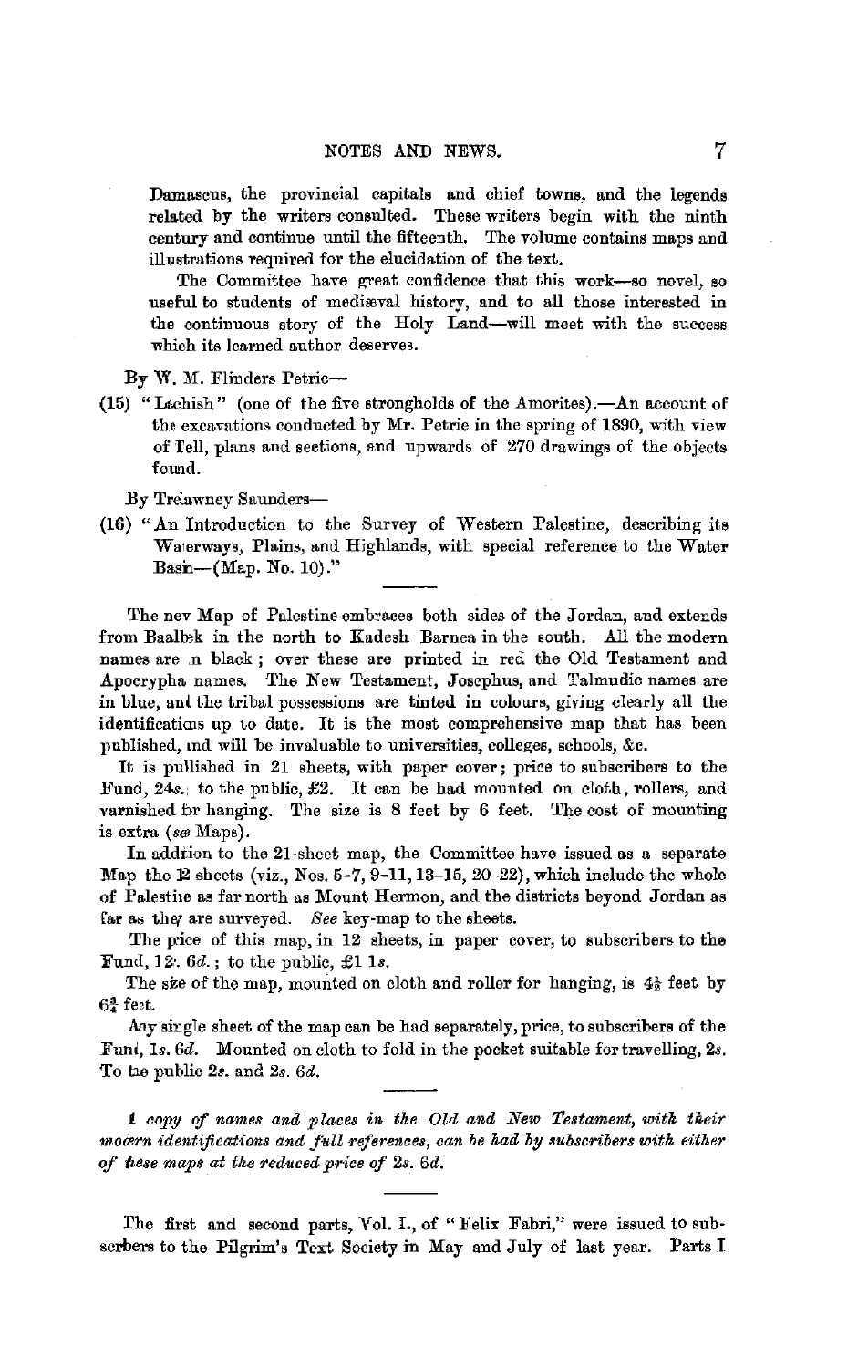Damascus, the provincial capitals and chief towns, and the legends related by the writers consulted. These writers begin with the ninth century and continue until the fifteenth. The volume contains maps and illustrations required for the elucidation of the text.

The Committee have great confidence that this work—so novel, so useful to students of mediæval history, and to all those interested in the continuous story of the Holy Land—will meet with the success which its learned author deserves.

By W. M. Flinders Petrie—

(15) "Lachish" (one of the five strongholds of the Amorites).—An account of the excavations conducted by Mr. Petrie in the spring of 1890, with view of Tell, plans and sections, and upwards of 270 drawings of the objects found.

By Trelawney Saunders—

(16) "An Introduction to the Survey of Western Palestine, describing its Waterways, Plains, and Highlands, with special reference to the Water Basin—(Map. No. 10)."

---

The new Map of Palestine embraces both sides of the Jordan, and extends from Baalbek in the north to Kadesh Barnea in the south. All the modern names are in black; over these are printed in red the Old Testament and Apocrypha names. The New Testament, Josephus, and Talmudic names are in blue, and the tribal possessions are tinted in colours, giving clearly all the identifications up to date. It is the most comprehensive map that has been published, and will be invaluable to universities, colleges, schools, &c.

It is published in 21 sheets, with paper cover; price to subscribers to the Fund, 24*s.*; to the public, £2. It can be had mounted on cloth, rollers, and varnished for hanging. The size is 8 feet by 6 feet. The cost of mounting is extra (*see* Maps).

In addition to the 21-sheet map, the Committee have issued as a separate Map the 12 sheets (viz., Nos. 5–7, 9–11, 13–15, 20–22), which include the whole of Palestine as far north as Mount Hermon, and the districts beyond Jordan as far as they are surveyed. *See* key-map to the sheets.

The price of this map, in 12 sheets, in paper cover, to subscribers to the Fund, 12*s.* 6*d.*; to the public, £1 1*s.*

The size of the map, mounted on cloth and roller for hanging, is $4\frac{1}{2}$ feet by $6\frac{3}{4}$ feet.

Any single sheet of the map can be had separately, price, to subscribers of the Fund, 1*s.* 6*d.* Mounted on cloth to fold in the pocket suitable for travelling, 2*s.* To the public 2*s.* and 2*s.* 6*d.*

---

*A copy of names and places in the Old and New Testament, with their modern identifications and full references, can be had by subscribers with either of these maps at the reduced price of 2s. 6d.*

---

The first and second parts, Vol. I., of "Felix Fabri," were issued to subscribers to the Pilgrim's Text Society in May and July of last year. Parts I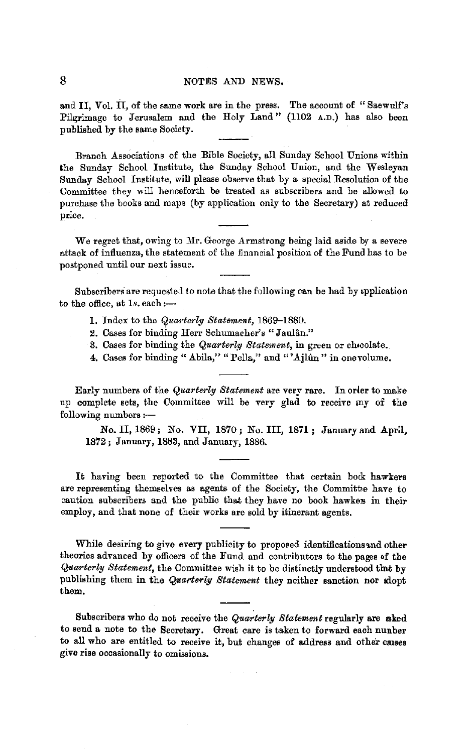and II, Vol. II, of the same work are in the press. The account of "Saewulf's Pilgrimage to Jerusalem and the Holy Land" (1102 A.D.) has also been published by the same Society.

Branch Associations of the Bible Society, all Sunday School Unions within the Sunday School Institute, the Sunday School Union, and the Wesleyan Sunday School Institute, will please observe that by a special Resolution of the Committee they will henceforth be treated as subscribers and be allowed to purchase the books and maps (by application only to the Secretary) at reduced price.

We regret that, owing to Mr. George Armstrong being laid aside by a severe attack of influenza, the statement of the financial position of the Fund has to be postponed until our next issue.

Subscribers are requested to note that the following can be had by application to the office, at 1*s.* each:—

1. Index to the *Quarterly Statement*, 1869–1880.
2. Cases for binding Herr Schumacher's "Jaulân."
3. Cases for binding the *Quarterly Statement*, in green or chocolate.
4. Cases for binding "Abila," "Pella," and "'Ajlûn" in one volume.

Early numbers of the *Quarterly Statement* are very rare. In order to make up complete sets, the Committee will be very glad to receive any of the following numbers:—

No. II, 1869; No. VII, 1870; No. III, 1871; January and April, 1872; January, 1883, and January, 1886.

It having been reported to the Committee that certain book hawkers are representing themselves as agents of the Society, the Committee have to caution subscribers and the public that they have no book hawkers in their employ, and that none of their works are sold by itinerant agents.

While desiring to give every publicity to proposed identifications and other theories advanced by officers of the Fund and contributors to the pages of the *Quarterly Statement*, the Committee wish it to be distinctly understood that by publishing them in the *Quarterly Statement* they neither sanction nor adopt them.

Subscribers who do not receive the *Quarterly Statement* regularly are asked to send a note to the Secretary. Great care is taken to forward each number to all who are entitled to receive it, but changes of address and other causes give rise occasionally to omissions.